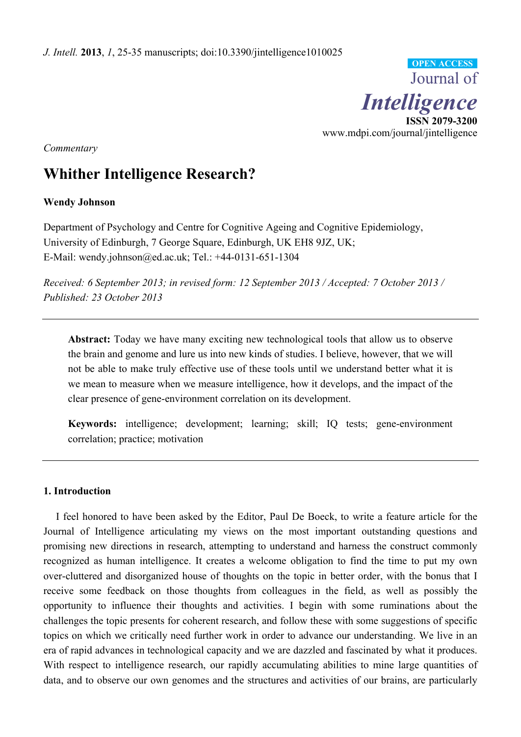*Commentary*

# Whither Intelligence Research?

**Wendy Johnson**

Department of Psychology and Centre for Cognitive Ageing and Cognitive Epidemiology, University of Edinburgh, 7 George Square, Edinburgh, UK EH8 9JZ, UK; E-Mail: wendy.johnson@ed.ac.uk; Tel.: +44-0131-651-1304

*Received: 6 September 2013; in revised form: 12 September 2013 / Accepted: 7 October 2013 / Published: 23 October 2013*

---

**Abstract:** Today we have many exciting new technological tools that allow us to observe the brain and genome and lure us into new kinds of studies. I believe, however, that we will not be able to make truly effective use of these tools until we understand better what it is we mean to measure when we measure intelligence, how it develops, and the impact of the clear presence of gene-environment correlation on its development.

**Keywords:** intelligence; development; learning; skill; IQ tests; gene-environment correlation; practice; motivation

---

## 1. Introduction

I feel honored to have been asked by the Editor, Paul De Boeck, to write a feature article for the Journal of Intelligence articulating my views on the most important outstanding questions and promising new directions in research, attempting to understand and harness the construct commonly recognized as human intelligence. It creates a welcome obligation to find the time to put my own over-cluttered and disorganized house of thoughts on the topic in better order, with the bonus that I receive some feedback on those thoughts from colleagues in the field, as well as possibly the opportunity to influence their thoughts and activities. I begin with some ruminations about the challenges the topic presents for coherent research, and follow these with some suggestions of specific topics on which we critically need further work in order to advance our understanding. We live in an era of rapid advances in technological capacity and we are dazzled and fascinated by what it produces. With respect to intelligence research, our rapidly accumulating abilities to mine large quantities of data, and to observe our own genomes and the structures and activities of our brains, are particularly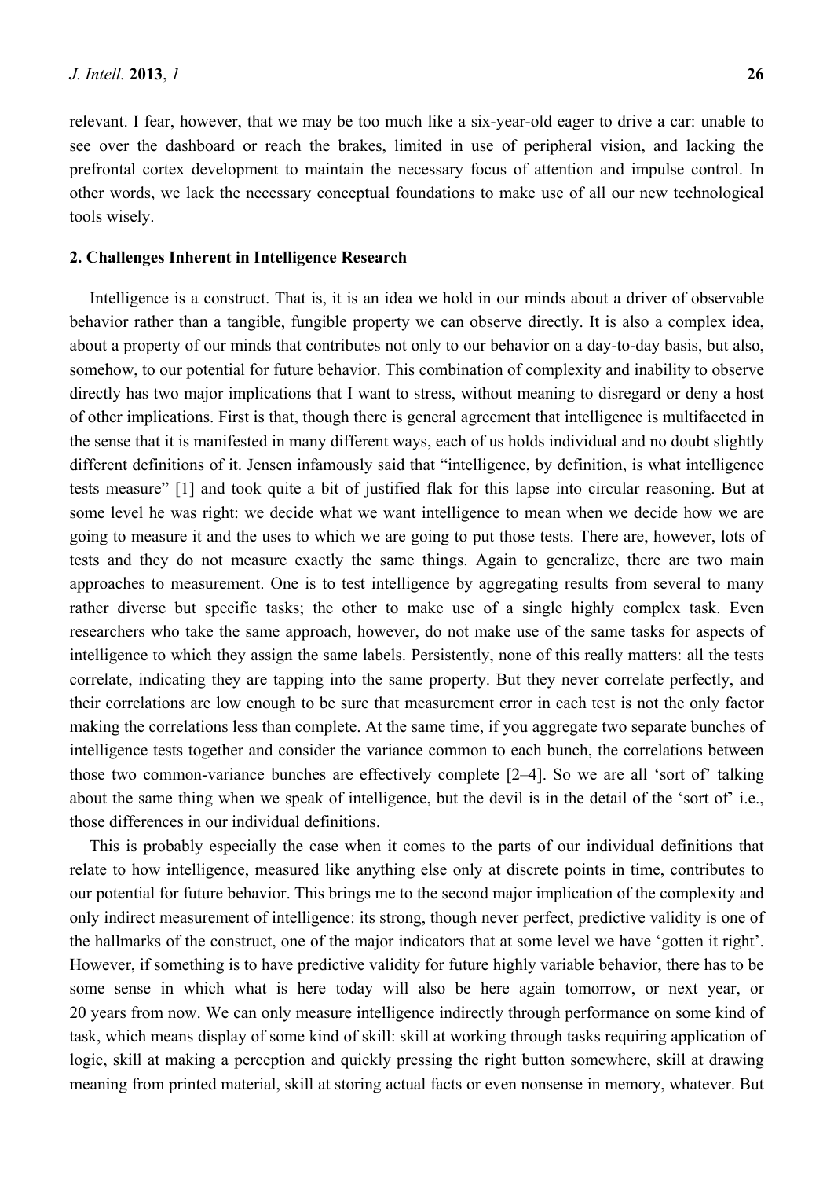relevant. I fear, however, that we may be too much like a six-year-old eager to drive a car: unable to see over the dashboard or reach the brakes, limited in use of peripheral vision, and lacking the prefrontal cortex development to maintain the necessary focus of attention and impulse control. In other words, we lack the necessary conceptual foundations to make use of all our new technological tools wisely.

## 2. Challenges Inherent in Intelligence Research

Intelligence is a construct. That is, it is an idea we hold in our minds about a driver of observable behavior rather than a tangible, fungible property we can observe directly. It is also a complex idea, about a property of our minds that contributes not only to our behavior on a day-to-day basis, but also, somehow, to our potential for future behavior. This combination of complexity and inability to observe directly has two major implications that I want to stress, without meaning to disregard or deny a host of other implications. First is that, though there is general agreement that intelligence is multifaceted in the sense that it is manifested in many different ways, each of us holds individual and no doubt slightly different definitions of it. Jensen infamously said that "intelligence, by definition, is what intelligence tests measure" [1] and took quite a bit of justified flak for this lapse into circular reasoning. But at some level he was right: we decide what we want intelligence to mean when we decide how we are going to measure it and the uses to which we are going to put those tests. There are, however, lots of tests and they do not measure exactly the same things. Again to generalize, there are two main approaches to measurement. One is to test intelligence by aggregating results from several to many rather diverse but specific tasks; the other to make use of a single highly complex task. Even researchers who take the same approach, however, do not make use of the same tasks for aspects of intelligence to which they assign the same labels. Persistently, none of this really matters: all the tests correlate, indicating they are tapping into the same property. But they never correlate perfectly, and their correlations are low enough to be sure that measurement error in each test is not the only factor making the correlations less than complete. At the same time, if you aggregate two separate bunches of intelligence tests together and consider the variance common to each bunch, the correlations between those two common-variance bunches are effectively complete [2–4]. So we are all 'sort of' talking about the same thing when we speak of intelligence, but the devil is in the detail of the 'sort of' i.e., those differences in our individual definitions.

This is probably especially the case when it comes to the parts of our individual definitions that relate to how intelligence, measured like anything else only at discrete points in time, contributes to our potential for future behavior. This brings me to the second major implication of the complexity and only indirect measurement of intelligence: its strong, though never perfect, predictive validity is one of the hallmarks of the construct, one of the major indicators that at some level we have 'gotten it right'. However, if something is to have predictive validity for future highly variable behavior, there has to be some sense in which what is here today will also be here again tomorrow, or next year, or 20 years from now. We can only measure intelligence indirectly through performance on some kind of task, which means display of some kind of skill: skill at working through tasks requiring application of logic, skill at making a perception and quickly pressing the right button somewhere, skill at drawing meaning from printed material, skill at storing actual facts or even nonsense in memory, whatever. But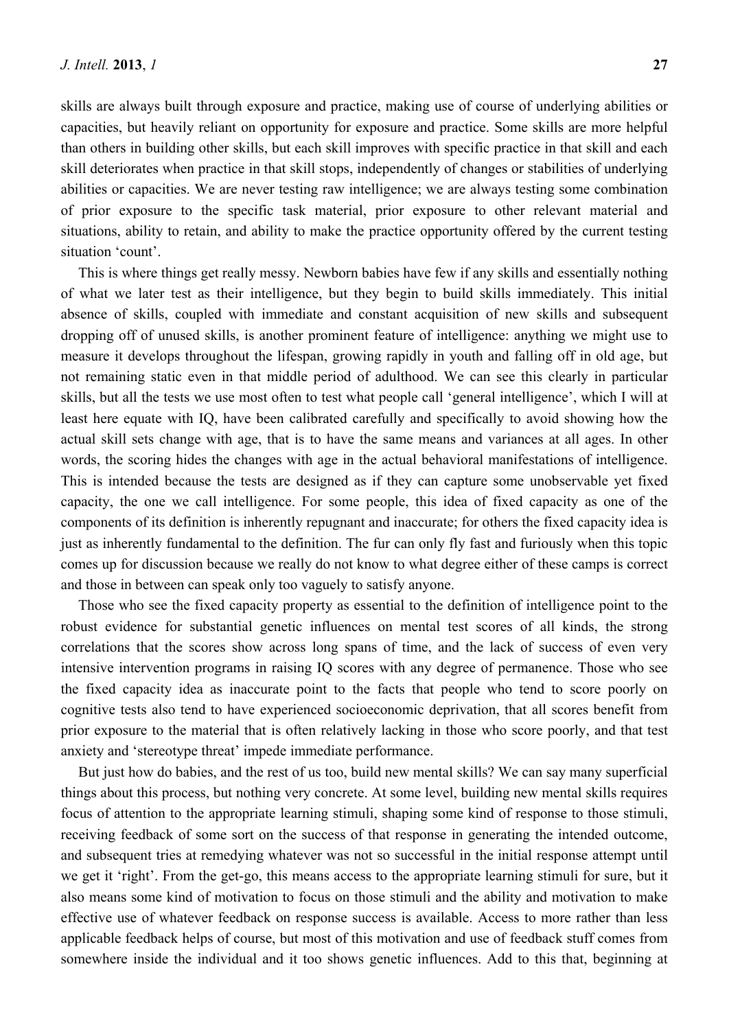skills are always built through exposure and practice, making use of course of underlying abilities or capacities, but heavily reliant on opportunity for exposure and practice. Some skills are more helpful than others in building other skills, but each skill improves with specific practice in that skill and each skill deteriorates when practice in that skill stops, independently of changes or stabilities of underlying abilities or capacities. We are never testing raw intelligence; we are always testing some combination of prior exposure to the specific task material, prior exposure to other relevant material and situations, ability to retain, and ability to make the practice opportunity offered by the current testing situation 'count'.

This is where things get really messy. Newborn babies have few if any skills and essentially nothing of what we later test as their intelligence, but they begin to build skills immediately. This initial absence of skills, coupled with immediate and constant acquisition of new skills and subsequent dropping off of unused skills, is another prominent feature of intelligence: anything we might use to measure it develops throughout the lifespan, growing rapidly in youth and falling off in old age, but not remaining static even in that middle period of adulthood. We can see this clearly in particular skills, but all the tests we use most often to test what people call 'general intelligence', which I will at least here equate with IQ, have been calibrated carefully and specifically to avoid showing how the actual skill sets change with age, that is to have the same means and variances at all ages. In other words, the scoring hides the changes with age in the actual behavioral manifestations of intelligence. This is intended because the tests are designed as if they can capture some unobservable yet fixed capacity, the one we call intelligence. For some people, this idea of fixed capacity as one of the components of its definition is inherently repugnant and inaccurate; for others the fixed capacity idea is just as inherently fundamental to the definition. The fur can only fly fast and furiously when this topic comes up for discussion because we really do not know to what degree either of these camps is correct and those in between can speak only too vaguely to satisfy anyone.

Those who see the fixed capacity property as essential to the definition of intelligence point to the robust evidence for substantial genetic influences on mental test scores of all kinds, the strong correlations that the scores show across long spans of time, and the lack of success of even very intensive intervention programs in raising IQ scores with any degree of permanence. Those who see the fixed capacity idea as inaccurate point to the facts that people who tend to score poorly on cognitive tests also tend to have experienced socioeconomic deprivation, that all scores benefit from prior exposure to the material that is often relatively lacking in those who score poorly, and that test anxiety and 'stereotype threat' impede immediate performance.

But just how do babies, and the rest of us too, build new mental skills? We can say many superficial things about this process, but nothing very concrete. At some level, building new mental skills requires focus of attention to the appropriate learning stimuli, shaping some kind of response to those stimuli, receiving feedback of some sort on the success of that response in generating the intended outcome, and subsequent tries at remedying whatever was not so successful in the initial response attempt until we get it 'right'. From the get-go, this means access to the appropriate learning stimuli for sure, but it also means some kind of motivation to focus on those stimuli and the ability and motivation to make effective use of whatever feedback on response success is available. Access to more rather than less applicable feedback helps of course, but most of this motivation and use of feedback stuff comes from somewhere inside the individual and it too shows genetic influences. Add to this that, beginning at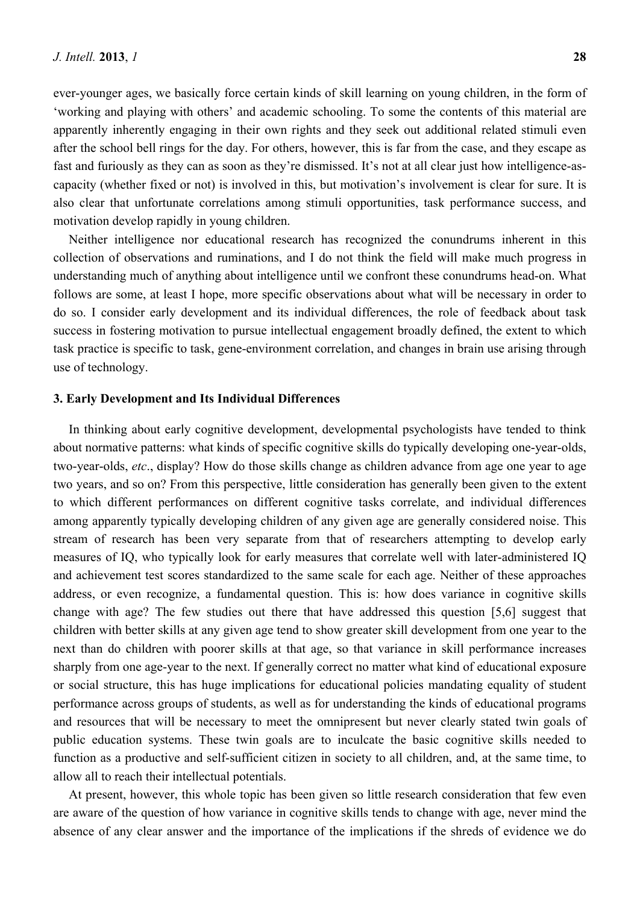ever-younger ages, we basically force certain kinds of skill learning on young children, in the form of 'working and playing with others' and academic schooling. To some the contents of this material are apparently inherently engaging in their own rights and they seek out additional related stimuli even after the school bell rings for the day. For others, however, this is far from the case, and they escape as fast and furiously as they can as soon as they're dismissed. It's not at all clear just how intelligence-as-capacity (whether fixed or not) is involved in this, but motivation's involvement is clear for sure. It is also clear that unfortunate correlations among stimuli opportunities, task performance success, and motivation develop rapidly in young children.

Neither intelligence nor educational research has recognized the conundrums inherent in this collection of observations and ruminations, and I do not think the field will make much progress in understanding much of anything about intelligence until we confront these conundrums head-on. What follows are some, at least I hope, more specific observations about what will be necessary in order to do so. I consider early development and its individual differences, the role of feedback about task success in fostering motivation to pursue intellectual engagement broadly defined, the extent to which task practice is specific to task, gene-environment correlation, and changes in brain use arising through use of technology.

## 3. Early Development and Its Individual Differences

In thinking about early cognitive development, developmental psychologists have tended to think about normative patterns: what kinds of specific cognitive skills do typically developing one-year-olds, two-year-olds, *etc*., display? How do those skills change as children advance from age one year to age two years, and so on? From this perspective, little consideration has generally been given to the extent to which different performances on different cognitive tasks correlate, and individual differences among apparently typically developing children of any given age are generally considered noise. This stream of research has been very separate from that of researchers attempting to develop early measures of IQ, who typically look for early measures that correlate well with later-administered IQ and achievement test scores standardized to the same scale for each age. Neither of these approaches address, or even recognize, a fundamental question. This is: how does variance in cognitive skills change with age? The few studies out there that have addressed this question [5,6] suggest that children with better skills at any given age tend to show greater skill development from one year to the next than do children with poorer skills at that age, so that variance in skill performance increases sharply from one age-year to the next. If generally correct no matter what kind of educational exposure or social structure, this has huge implications for educational policies mandating equality of student performance across groups of students, as well as for understanding the kinds of educational programs and resources that will be necessary to meet the omnipresent but never clearly stated twin goals of public education systems. These twin goals are to inculcate the basic cognitive skills needed to function as a productive and self-sufficient citizen in society to all children, and, at the same time, to allow all to reach their intellectual potentials.

At present, however, this whole topic has been given so little research consideration that few even are aware of the question of how variance in cognitive skills tends to change with age, never mind the absence of any clear answer and the importance of the implications if the shreds of evidence we do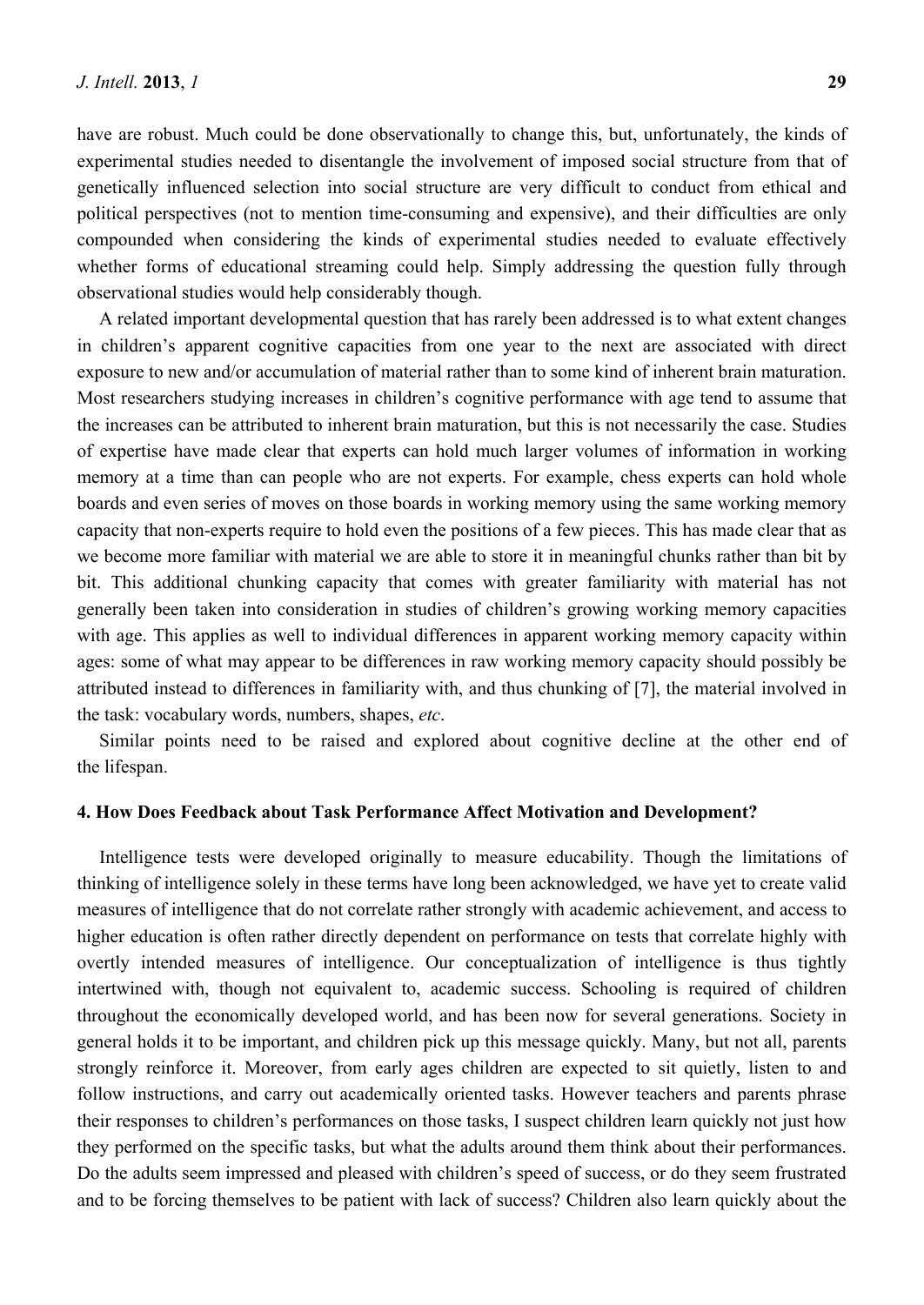have are robust. Much could be done observationally to change this, but, unfortunately, the kinds of experimental studies needed to disentangle the involvement of imposed social structure from that of genetically influenced selection into social structure are very difficult to conduct from ethical and political perspectives (not to mention time-consuming and expensive), and their difficulties are only compounded when considering the kinds of experimental studies needed to evaluate effectively whether forms of educational streaming could help. Simply addressing the question fully through observational studies would help considerably though.

A related important developmental question that has rarely been addressed is to what extent changes in children's apparent cognitive capacities from one year to the next are associated with direct exposure to new and/or accumulation of material rather than to some kind of inherent brain maturation. Most researchers studying increases in children's cognitive performance with age tend to assume that the increases can be attributed to inherent brain maturation, but this is not necessarily the case. Studies of expertise have made clear that experts can hold much larger volumes of information in working memory at a time than can people who are not experts. For example, chess experts can hold whole boards and even series of moves on those boards in working memory using the same working memory capacity that non-experts require to hold even the positions of a few pieces. This has made clear that as we become more familiar with material we are able to store it in meaningful chunks rather than bit by bit. This additional chunking capacity that comes with greater familiarity with material has not generally been taken into consideration in studies of children's growing working memory capacities with age. This applies as well to individual differences in apparent working memory capacity within ages: some of what may appear to be differences in raw working memory capacity should possibly be attributed instead to differences in familiarity with, and thus chunking of [7], the material involved in the task: vocabulary words, numbers, shapes, *etc*.

Similar points need to be raised and explored about cognitive decline at the other end of the lifespan.

## 4. How Does Feedback about Task Performance Affect Motivation and Development?

Intelligence tests were developed originally to measure educability. Though the limitations of thinking of intelligence solely in these terms have long been acknowledged, we have yet to create valid measures of intelligence that do not correlate rather strongly with academic achievement, and access to higher education is often rather directly dependent on performance on tests that correlate highly with overtly intended measures of intelligence. Our conceptualization of intelligence is thus tightly intertwined with, though not equivalent to, academic success. Schooling is required of children throughout the economically developed world, and has been now for several generations. Society in general holds it to be important, and children pick up this message quickly. Many, but not all, parents strongly reinforce it. Moreover, from early ages children are expected to sit quietly, listen to and follow instructions, and carry out academically oriented tasks. However teachers and parents phrase their responses to children's performances on those tasks, I suspect children learn quickly not just how they performed on the specific tasks, but what the adults around them think about their performances. Do the adults seem impressed and pleased with children's speed of success, or do they seem frustrated and to be forcing themselves to be patient with lack of success? Children also learn quickly about the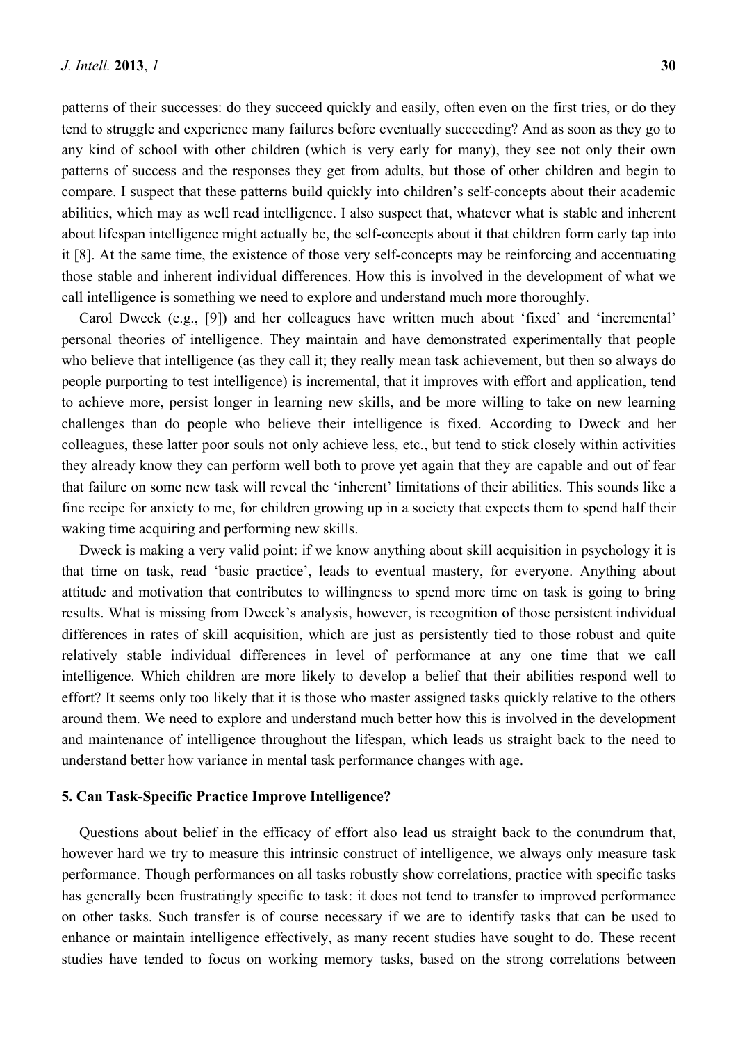patterns of their successes: do they succeed quickly and easily, often even on the first tries, or do they tend to struggle and experience many failures before eventually succeeding? And as soon as they go to any kind of school with other children (which is very early for many), they see not only their own patterns of success and the responses they get from adults, but those of other children and begin to compare. I suspect that these patterns build quickly into children's self-concepts about their academic abilities, which may as well read intelligence. I also suspect that, whatever what is stable and inherent about lifespan intelligence might actually be, the self-concepts about it that children form early tap into it [8]. At the same time, the existence of those very self-concepts may be reinforcing and accentuating those stable and inherent individual differences. How this is involved in the development of what we call intelligence is something we need to explore and understand much more thoroughly.

Carol Dweck (e.g., [9]) and her colleagues have written much about 'fixed' and 'incremental' personal theories of intelligence. They maintain and have demonstrated experimentally that people who believe that intelligence (as they call it; they really mean task achievement, but then so always do people purporting to test intelligence) is incremental, that it improves with effort and application, tend to achieve more, persist longer in learning new skills, and be more willing to take on new learning challenges than do people who believe their intelligence is fixed. According to Dweck and her colleagues, these latter poor souls not only achieve less, etc., but tend to stick closely within activities they already know they can perform well both to prove yet again that they are capable and out of fear that failure on some new task will reveal the 'inherent' limitations of their abilities. This sounds like a fine recipe for anxiety to me, for children growing up in a society that expects them to spend half their waking time acquiring and performing new skills.

Dweck is making a very valid point: if we know anything about skill acquisition in psychology it is that time on task, read 'basic practice', leads to eventual mastery, for everyone. Anything about attitude and motivation that contributes to willingness to spend more time on task is going to bring results. What is missing from Dweck's analysis, however, is recognition of those persistent individual differences in rates of skill acquisition, which are just as persistently tied to those robust and quite relatively stable individual differences in level of performance at any one time that we call intelligence. Which children are more likely to develop a belief that their abilities respond well to effort? It seems only too likely that it is those who master assigned tasks quickly relative to the others around them. We need to explore and understand much better how this is involved in the development and maintenance of intelligence throughout the lifespan, which leads us straight back to the need to understand better how variance in mental task performance changes with age.

## 5. Can Task-Specific Practice Improve Intelligence?

Questions about belief in the efficacy of effort also lead us straight back to the conundrum that, however hard we try to measure this intrinsic construct of intelligence, we always only measure task performance. Though performances on all tasks robustly show correlations, practice with specific tasks has generally been frustratingly specific to task: it does not tend to transfer to improved performance on other tasks. Such transfer is of course necessary if we are to identify tasks that can be used to enhance or maintain intelligence effectively, as many recent studies have sought to do. These recent studies have tended to focus on working memory tasks, based on the strong correlations between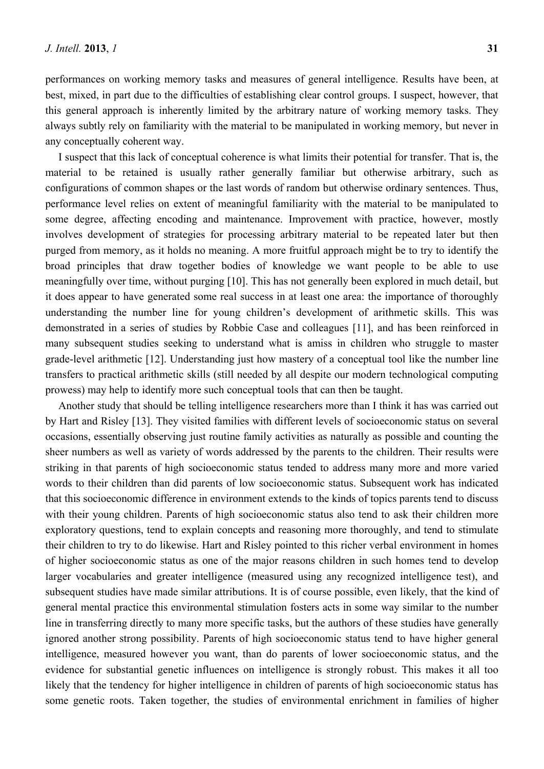performances on working memory tasks and measures of general intelligence. Results have been, at best, mixed, in part due to the difficulties of establishing clear control groups. I suspect, however, that this general approach is inherently limited by the arbitrary nature of working memory tasks. They always subtly rely on familiarity with the material to be manipulated in working memory, but never in any conceptually coherent way.

I suspect that this lack of conceptual coherence is what limits their potential for transfer. That is, the material to be retained is usually rather generally familiar but otherwise arbitrary, such as configurations of common shapes or the last words of random but otherwise ordinary sentences. Thus, performance level relies on extent of meaningful familiarity with the material to be manipulated to some degree, affecting encoding and maintenance. Improvement with practice, however, mostly involves development of strategies for processing arbitrary material to be repeated later but then purged from memory, as it holds no meaning. A more fruitful approach might be to try to identify the broad principles that draw together bodies of knowledge we want people to be able to use meaningfully over time, without purging [10]. This has not generally been explored in much detail, but it does appear to have generated some real success in at least one area: the importance of thoroughly understanding the number line for young children's development of arithmetic skills. This was demonstrated in a series of studies by Robbie Case and colleagues [11], and has been reinforced in many subsequent studies seeking to understand what is amiss in children who struggle to master grade-level arithmetic [12]. Understanding just how mastery of a conceptual tool like the number line transfers to practical arithmetic skills (still needed by all despite our modern technological computing prowess) may help to identify more such conceptual tools that can then be taught.

Another study that should be telling intelligence researchers more than I think it has was carried out by Hart and Risley [13]. They visited families with different levels of socioeconomic status on several occasions, essentially observing just routine family activities as naturally as possible and counting the sheer numbers as well as variety of words addressed by the parents to the children. Their results were striking in that parents of high socioeconomic status tended to address many more and more varied words to their children than did parents of low socioeconomic status. Subsequent work has indicated that this socioeconomic difference in environment extends to the kinds of topics parents tend to discuss with their young children. Parents of high socioeconomic status also tend to ask their children more exploratory questions, tend to explain concepts and reasoning more thoroughly, and tend to stimulate their children to try to do likewise. Hart and Risley pointed to this richer verbal environment in homes of higher socioeconomic status as one of the major reasons children in such homes tend to develop larger vocabularies and greater intelligence (measured using any recognized intelligence test), and subsequent studies have made similar attributions. It is of course possible, even likely, that the kind of general mental practice this environmental stimulation fosters acts in some way similar to the number line in transferring directly to many more specific tasks, but the authors of these studies have generally ignored another strong possibility. Parents of high socioeconomic status tend to have higher general intelligence, measured however you want, than do parents of lower socioeconomic status, and the evidence for substantial genetic influences on intelligence is strongly robust. This makes it all too likely that the tendency for higher intelligence in children of parents of high socioeconomic status has some genetic roots. Taken together, the studies of environmental enrichment in families of higher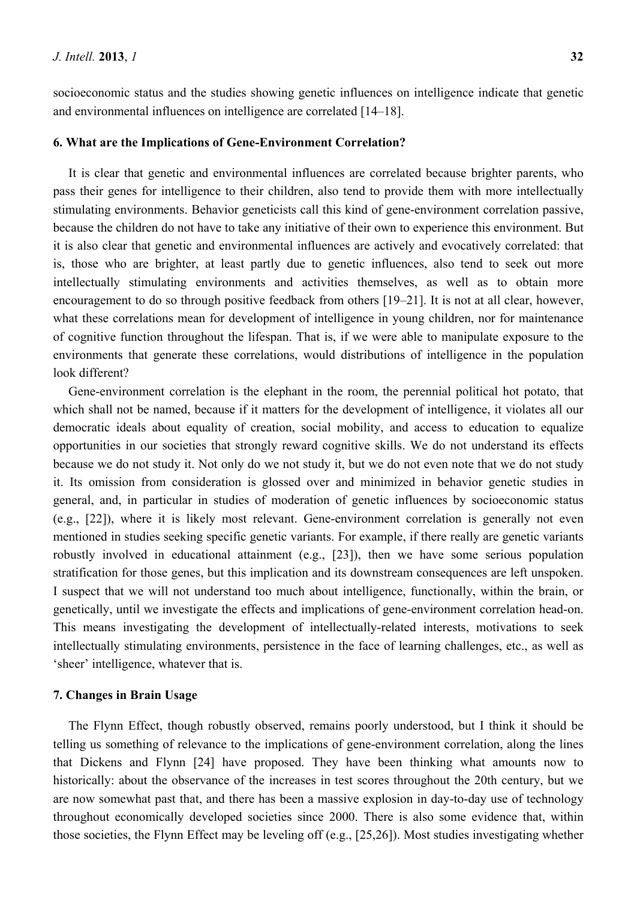socioeconomic status and the studies showing genetic influences on intelligence indicate that genetic and environmental influences on intelligence are correlated [14–18].

## 6. What are the Implications of Gene-Environment Correlation?

It is clear that genetic and environmental influences are correlated because brighter parents, who pass their genes for intelligence to their children, also tend to provide them with more intellectually stimulating environments. Behavior geneticists call this kind of gene-environment correlation passive, because the children do not have to take any initiative of their own to experience this environment. But it is also clear that genetic and environmental influences are actively and evocatively correlated: that is, those who are brighter, at least partly due to genetic influences, also tend to seek out more intellectually stimulating environments and activities themselves, as well as to obtain more encouragement to do so through positive feedback from others [19–21]. It is not at all clear, however, what these correlations mean for development of intelligence in young children, nor for maintenance of cognitive function throughout the lifespan. That is, if we were able to manipulate exposure to the environments that generate these correlations, would distributions of intelligence in the population look different?

Gene-environment correlation is the elephant in the room, the perennial political hot potato, that which shall not be named, because if it matters for the development of intelligence, it violates all our democratic ideals about equality of creation, social mobility, and access to education to equalize opportunities in our societies that strongly reward cognitive skills. We do not understand its effects because we do not study it. Not only do we not study it, but we do not even note that we do not study it. Its omission from consideration is glossed over and minimized in behavior genetic studies in general, and, in particular in studies of moderation of genetic influences by socioeconomic status (e.g., [22]), where it is likely most relevant. Gene-environment correlation is generally not even mentioned in studies seeking specific genetic variants. For example, if there really are genetic variants robustly involved in educational attainment (e.g., [23]), then we have some serious population stratification for those genes, but this implication and its downstream consequences are left unspoken. I suspect that we will not understand too much about intelligence, functionally, within the brain, or genetically, until we investigate the effects and implications of gene-environment correlation head-on. This means investigating the development of intellectually-related interests, motivations to seek intellectually stimulating environments, persistence in the face of learning challenges, etc., as well as 'sheer' intelligence, whatever that is.

## 7. Changes in Brain Usage

The Flynn Effect, though robustly observed, remains poorly understood, but I think it should be telling us something of relevance to the implications of gene-environment correlation, along the lines that Dickens and Flynn [24] have proposed. They have been thinking what amounts now to historically: about the observance of the increases in test scores throughout the 20th century, but we are now somewhat past that, and there has been a massive explosion in day-to-day use of technology throughout economically developed societies since 2000. There is also some evidence that, within those societies, the Flynn Effect may be leveling off (e.g., [25,26]). Most studies investigating whether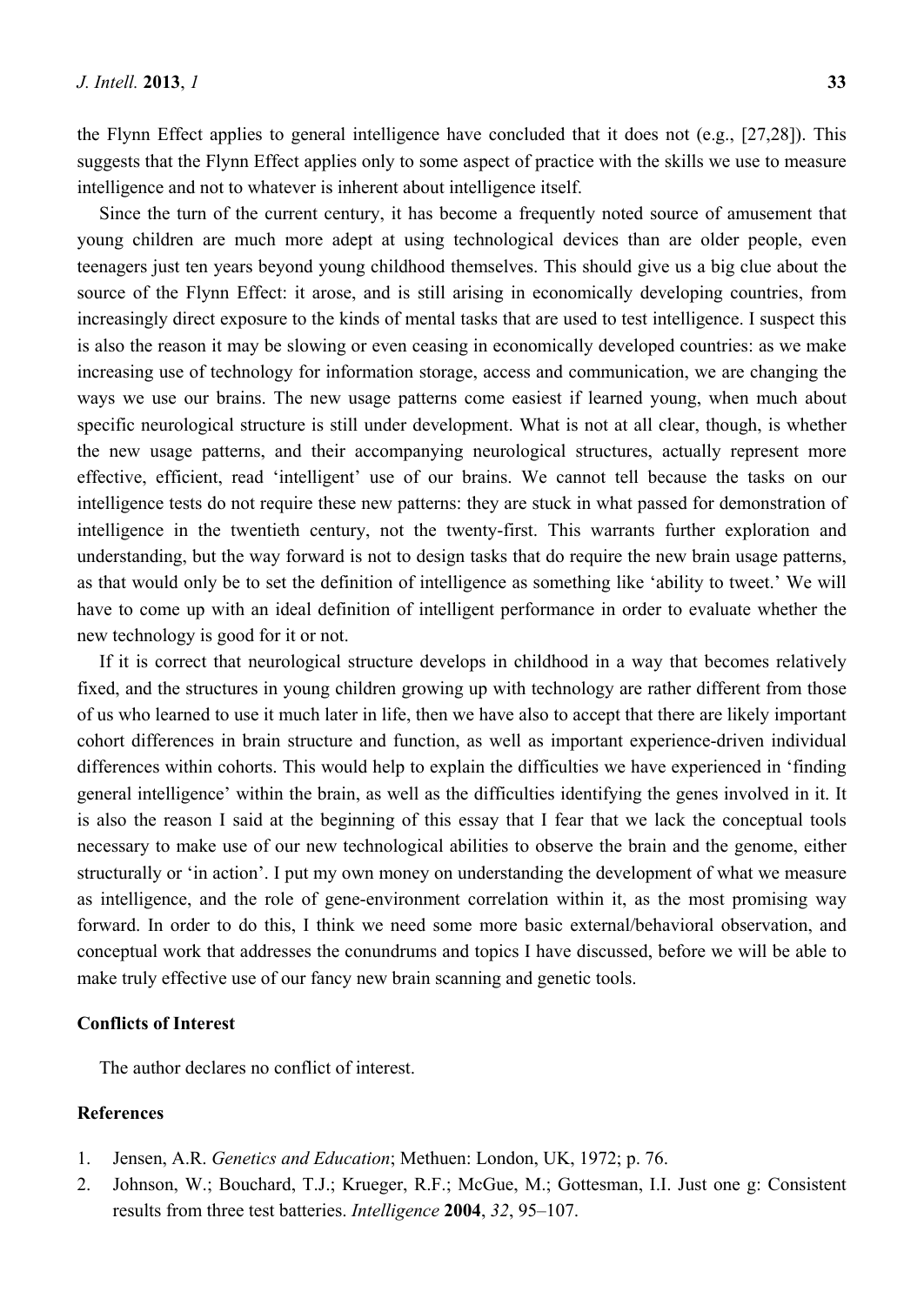the Flynn Effect applies to general intelligence have concluded that it does not (e.g., [27,28]). This suggests that the Flynn Effect applies only to some aspect of practice with the skills we use to measure intelligence and not to whatever is inherent about intelligence itself.

Since the turn of the current century, it has become a frequently noted source of amusement that young children are much more adept at using technological devices than are older people, even teenagers just ten years beyond young childhood themselves. This should give us a big clue about the source of the Flynn Effect: it arose, and is still arising in economically developing countries, from increasingly direct exposure to the kinds of mental tasks that are used to test intelligence. I suspect this is also the reason it may be slowing or even ceasing in economically developed countries: as we make increasing use of technology for information storage, access and communication, we are changing the ways we use our brains. The new usage patterns come easiest if learned young, when much about specific neurological structure is still under development. What is not at all clear, though, is whether the new usage patterns, and their accompanying neurological structures, actually represent more effective, efficient, read 'intelligent' use of our brains. We cannot tell because the tasks on our intelligence tests do not require these new patterns: they are stuck in what passed for demonstration of intelligence in the twentieth century, not the twenty-first. This warrants further exploration and understanding, but the way forward is not to design tasks that do require the new brain usage patterns, as that would only be to set the definition of intelligence as something like 'ability to tweet.' We will have to come up with an ideal definition of intelligent performance in order to evaluate whether the new technology is good for it or not.

If it is correct that neurological structure develops in childhood in a way that becomes relatively fixed, and the structures in young children growing up with technology are rather different from those of us who learned to use it much later in life, then we have also to accept that there are likely important cohort differences in brain structure and function, as well as important experience-driven individual differences within cohorts. This would help to explain the difficulties we have experienced in 'finding general intelligence' within the brain, as well as the difficulties identifying the genes involved in it. It is also the reason I said at the beginning of this essay that I fear that we lack the conceptual tools necessary to make use of our new technological abilities to observe the brain and the genome, either structurally or 'in action'. I put my own money on understanding the development of what we measure as intelligence, and the role of gene-environment correlation within it, as the most promising way forward. In order to do this, I think we need some more basic external/behavioral observation, and conceptual work that addresses the conundrums and topics I have discussed, before we will be able to make truly effective use of our fancy new brain scanning and genetic tools.

## Conflicts of Interest

The author declares no conflict of interest.

## References

1. Jensen, A.R. *Genetics and Education*; Methuen: London, UK, 1972; p. 76.
2. Johnson, W.; Bouchard, T.J.; Krueger, R.F.; McGue, M.; Gottesman, I.I. Just one g: Consistent results from three test batteries. *Intelligence* **2004**, *32*, 95–107.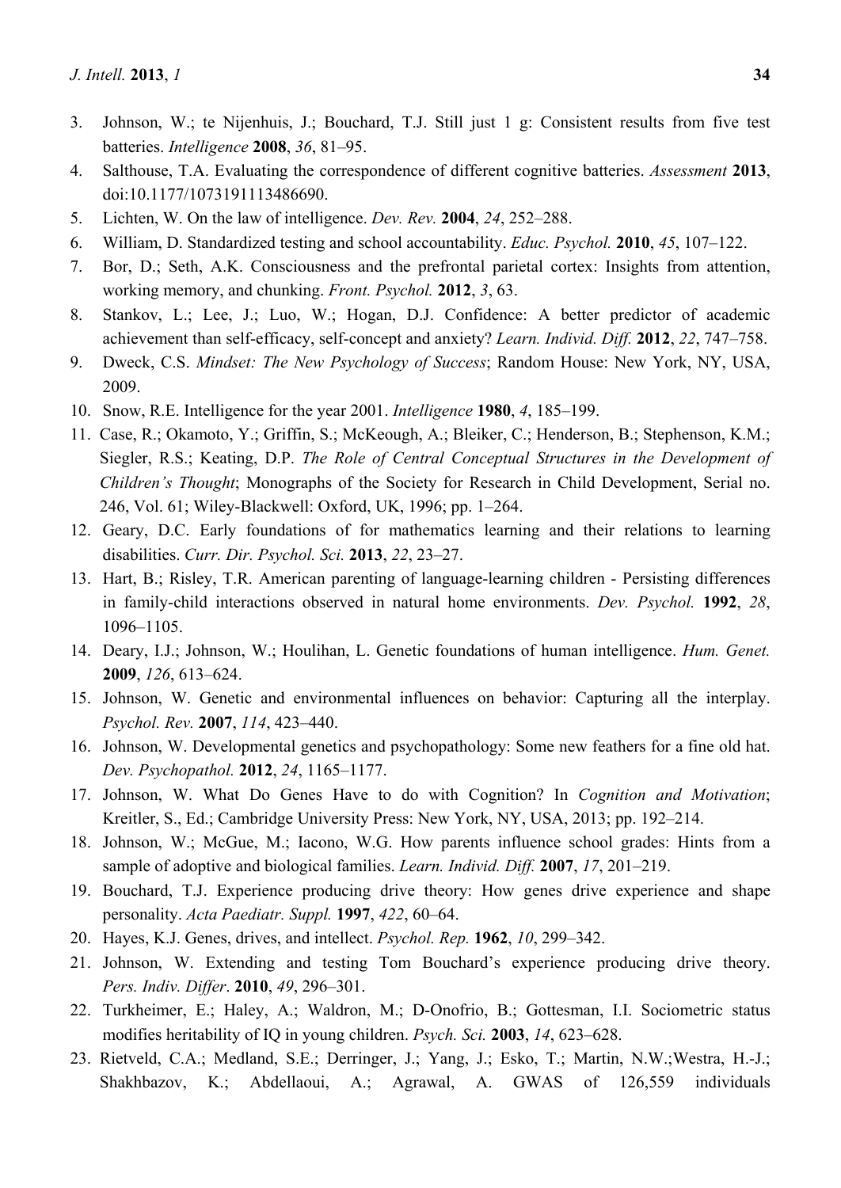3. Johnson, W.; te Nijenhuis, J.; Bouchard, T.J. Still just 1 g: Consistent results from five test batteries. *Intelligence* **2008**, *36*, 81–95.
4. Salthouse, T.A. Evaluating the correspondence of different cognitive batteries. *Assessment* **2013**, doi:10.1177/1073191113486690.
5. Lichten, W. On the law of intelligence. *Dev. Rev.* **2004**, *24*, 252–288.
6. William, D. Standardized testing and school accountability. *Educ. Psychol.* **2010**, *45*, 107–122.
7. Bor, D.; Seth, A.K. Consciousness and the prefrontal parietal cortex: Insights from attention, working memory, and chunking. *Front. Psychol.* **2012**, *3*, 63.
8. Stankov, L.; Lee, J.; Luo, W.; Hogan, D.J. Confidence: A better predictor of academic achievement than self-efficacy, self-concept and anxiety? *Learn. Individ. Diff.* **2012**, *22*, 747–758.
9. Dweck, C.S. *Mindset: The New Psychology of Success*; Random House: New York, NY, USA, 2009.
10. Snow, R.E. Intelligence for the year 2001. *Intelligence* **1980**, *4*, 185–199.
11. Case, R.; Okamoto, Y.; Griffin, S.; McKeough, A.; Bleiker, C.; Henderson, B.; Stephenson, K.M.; Siegler, R.S.; Keating, D.P. *The Role of Central Conceptual Structures in the Development of Children's Thought*; Monographs of the Society for Research in Child Development, Serial no. 246, Vol. 61; Wiley-Blackwell: Oxford, UK, 1996; pp. 1–264.
12. Geary, D.C. Early foundations of for mathematics learning and their relations to learning disabilities. *Curr. Dir. Psychol. Sci.* **2013**, *22*, 23–27.
13. Hart, B.; Risley, T.R. American parenting of language-learning children - Persisting differences in family-child interactions observed in natural home environments. *Dev. Psychol.* **1992**, *28*, 1096–1105.
14. Deary, I.J.; Johnson, W.; Houlihan, L. Genetic foundations of human intelligence. *Hum. Genet.* **2009**, *126*, 613–624.
15. Johnson, W. Genetic and environmental influences on behavior: Capturing all the interplay. *Psychol. Rev.* **2007**, *114*, 423–440.
16. Johnson, W. Developmental genetics and psychopathology: Some new feathers for a fine old hat. *Dev. Psychopathol.* **2012**, *24*, 1165–1177.
17. Johnson, W. What Do Genes Have to do with Cognition? In *Cognition and Motivation*; Kreitler, S., Ed.; Cambridge University Press: New York, NY, USA, 2013; pp. 192–214.
18. Johnson, W.; McGue, M.; Iacono, W.G. How parents influence school grades: Hints from a sample of adoptive and biological families. *Learn. Individ. Diff.* **2007**, *17*, 201–219.
19. Bouchard, T.J. Experience producing drive theory: How genes drive experience and shape personality. *Acta Paediatr. Suppl.* **1997**, *422*, 60–64.
20. Hayes, K.J. Genes, drives, and intellect. *Psychol. Rep.* **1962**, *10*, 299–342.
21. Johnson, W. Extending and testing Tom Bouchard's experience producing drive theory. *Pers. Indiv. Differ*. **2010**, *49*, 296–301.
22. Turkheimer, E.; Haley, A.; Waldron, M.; D-Onofrio, B.; Gottesman, I.I. Sociometric status modifies heritability of IQ in young children. *Psych. Sci.* **2003**, *14*, 623–628.
23. Rietveld, C.A.; Medland, S.E.; Derringer, J.; Yang, J.; Esko, T.; Martin, N.W.;Westra, H.-J.; Shakhbazov, K.; Abdellaoui, A.; Agrawal, A. GWAS of 126,559 individuals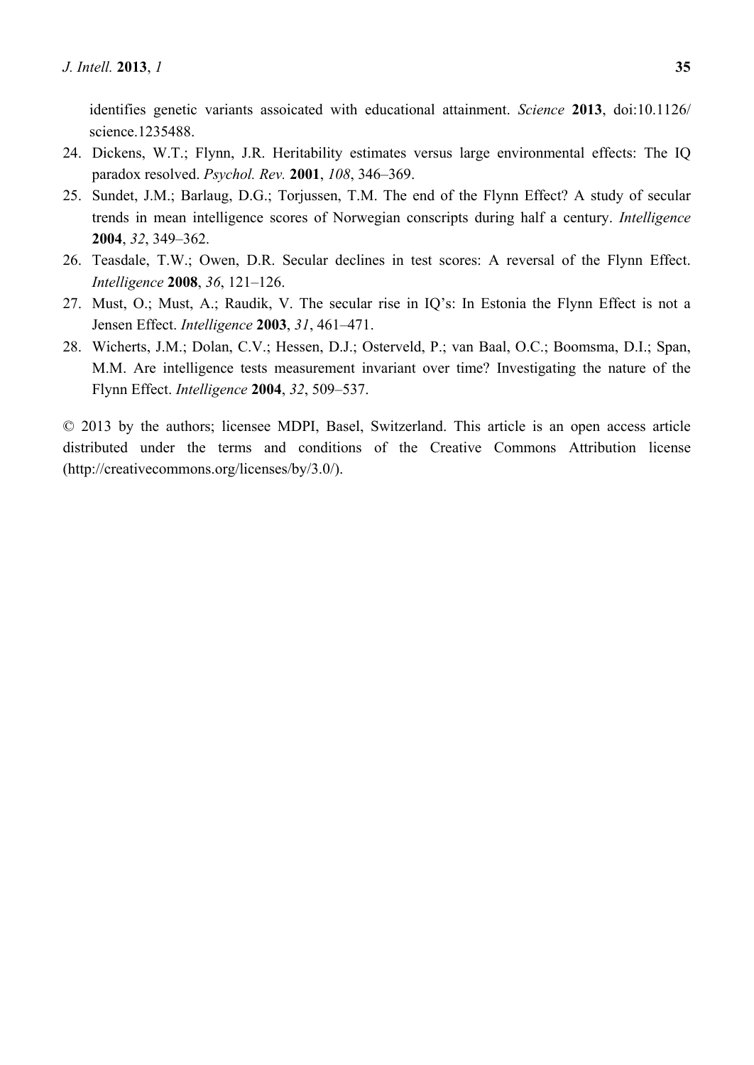identifies genetic variants assoicated with educational attainment. *Science* **2013**, doi:10.1126/science.1235488.

24. Dickens, W.T.; Flynn, J.R. Heritability estimates versus large environmental effects: The IQ paradox resolved. *Psychol. Rev.* **2001**, *108*, 346–369.
25. Sundet, J.M.; Barlaug, D.G.; Torjussen, T.M. The end of the Flynn Effect? A study of secular trends in mean intelligence scores of Norwegian conscripts during half a century. *Intelligence* **2004**, *32*, 349–362.
26. Teasdale, T.W.; Owen, D.R. Secular declines in test scores: A reversal of the Flynn Effect. *Intelligence* **2008**, *36*, 121–126.
27. Must, O.; Must, A.; Raudik, V. The secular rise in IQ's: In Estonia the Flynn Effect is not a Jensen Effect. *Intelligence* **2003**, *31*, 461–471.
28. Wicherts, J.M.; Dolan, C.V.; Hessen, D.J.; Osterveld, P.; van Baal, O.C.; Boomsma, D.I.; Span, M.M. Are intelligence tests measurement invariant over time? Investigating the nature of the Flynn Effect. *Intelligence* **2004**, *32*, 509–537.

© 2013 by the authors; licensee MDPI, Basel, Switzerland. This article is an open access article distributed under the terms and conditions of the Creative Commons Attribution license (http://creativecommons.org/licenses/by/3.0/).